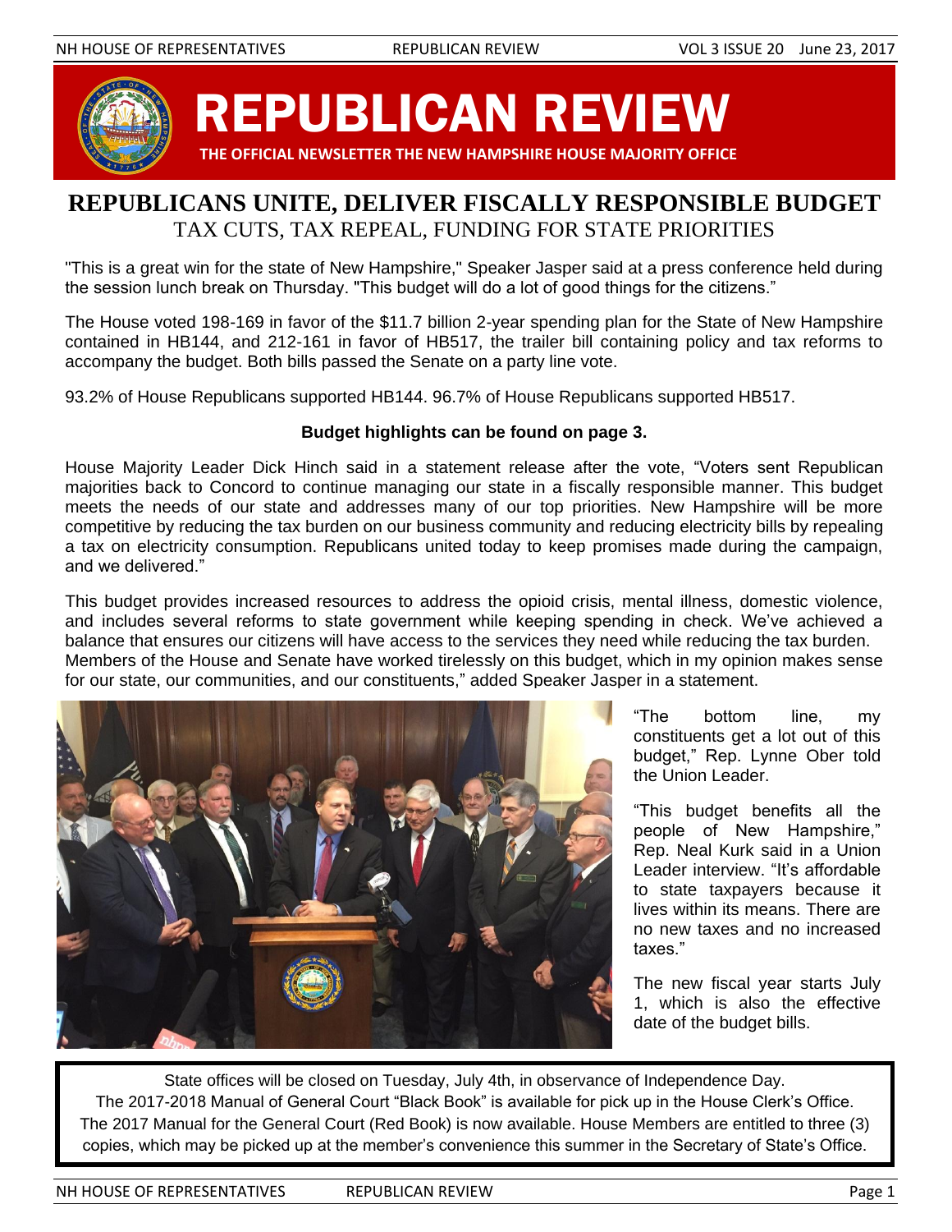# REPUBLICAN REVIEW

**THE OFFICIAL NEWSLETTER THE NEW HAMPSHIRE HOUSE MAJORITY OFFICE**

## REPUBLICANS UNITE, DELIVER FISCALLY RESPONSIBLE BUDGET

### TAX CUTS, TAX REPEAL, FUNDING FOR STATE PRIORITIES

"This is a great win for the state of New Hampshire," Speaker Jasper said at a press conference held during the session lunch break on Thursday. "This budget will do a lot of good things for the citizens."

The House voted 198-169 in favor of the $11.7 billion 2-year spending plan for the State of New Hampshire contained in HB144, and 212-161 in favor of HB517, the trailer bill containing policy and tax reforms to accompany the budget. Both bills passed the Senate on a party line vote.

93.2% of House Republicans supported HB144. 96.7% of House Republicans supported HB517.

**Budget highlights can be found on page 3.**

House Majority Leader Dick Hinch said in a statement release after the vote, "Voters sent Republican majorities back to Concord to continue managing our state in a fiscally responsible manner. This budget meets the needs of our state and addresses many of our top priorities. New Hampshire will be more competitive by reducing the tax burden on our business community and reducing electricity bills by repealing a tax on electricity consumption. Republicans united today to keep promises made during the campaign, and we delivered."

This budget provides increased resources to address the opioid crisis, mental illness, domestic violence, and includes several reforms to state government while keeping spending in check. We've achieved a balance that ensures our citizens will have access to the services they need while reducing the tax burden. Members of the House and Senate have worked tirelessly on this budget, which in my opinion makes sense for our state, our communities, and our constituents," added Speaker Jasper in a statement.

"The bottom line, my constituents get a lot out of this budget," Rep. Lynne Ober told the Union Leader.

"This budget benefits all the people of New Hampshire," Rep. Neal Kurk said in a Union Leader interview. "It's affordable to state taxpayers because it lives within its means. There are no new taxes and no increased taxes."

The new fiscal year starts July 1, which is also the effective date of the budget bills.

State offices will be closed on Tuesday, July 4th, in observance of Independence Day.
The 2017-2018 Manual of General Court "Black Book" is available for pick up in the House Clerk's Office.
The 2017 Manual for the General Court (Red Book) is now available. House Members are entitled to three (3) copies, which may be picked up at the member's convenience this summer in the Secretary of State's Office.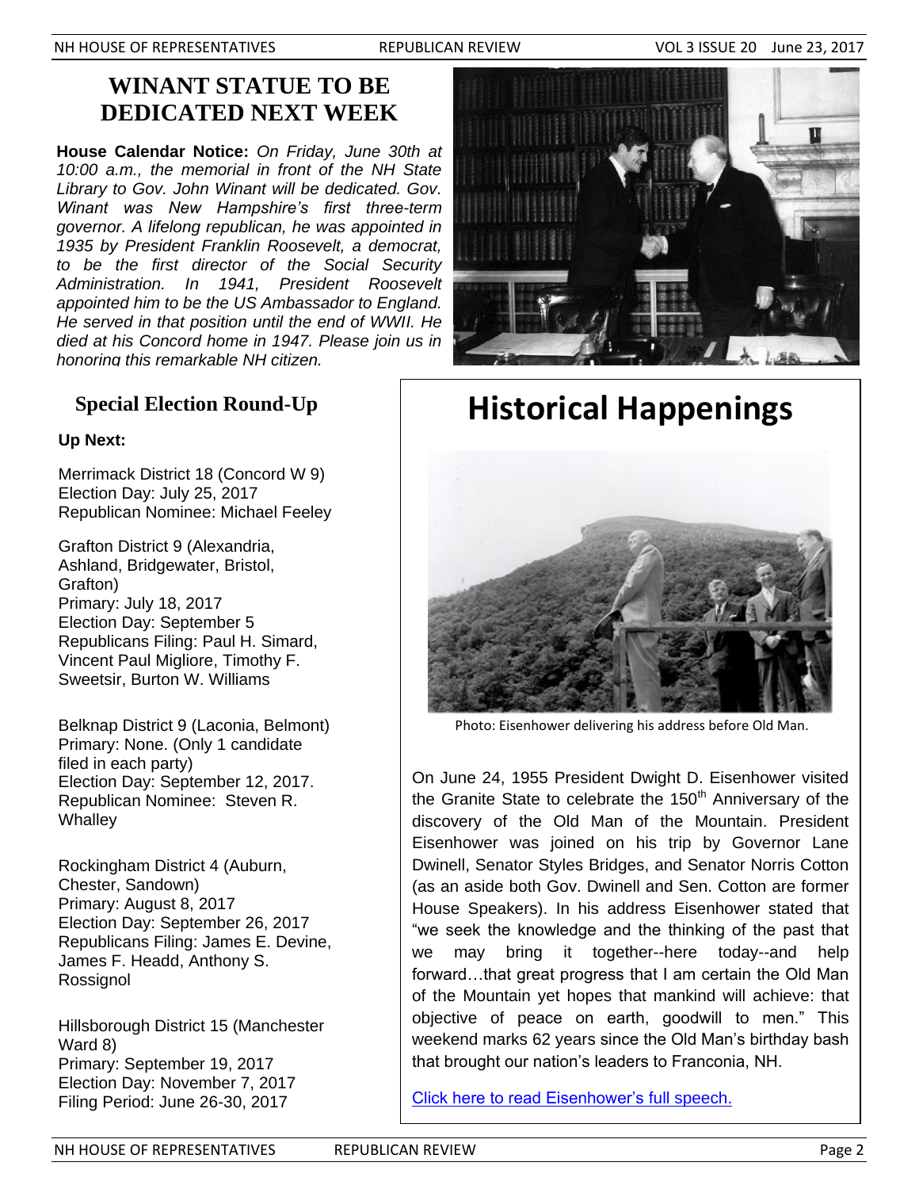## WINANT STATUE TO BE DEDICATED NEXT WEEK

**House Calendar Notice:** *On Friday, June 30th at 10:00 a.m., the memorial in front of the NH State Library to Gov. John Winant will be dedicated. Gov. Winant was New Hampshire's first three-term governor. A lifelong republican, he was appointed in 1935 by President Franklin Roosevelt, a democrat, to be the first director of the Social Security Administration. In 1941, President Roosevelt appointed him to be the US Ambassador to England. He served in that position until the end of WWII. He died at his Concord home in 1947. Please join us in honoring this remarkable NH citizen.*

### Special Election Round-Up

**Up Next:**

Merrimack District 18 (Concord W 9)
Election Day: July 25, 2017
Republican Nominee: Michael Feeley

Grafton District 9 (Alexandria, Ashland, Bridgewater, Bristol, Grafton)
Primary: July 18, 2017
Election Day: September 5
Republicans Filing: Paul H. Simard, Vincent Paul Migliore, Timothy F. Sweetsir, Burton W. Williams

Belknap District 9 (Laconia, Belmont)
Primary: None. (Only 1 candidate filed in each party)
Election Day: September 12, 2017.
Republican Nominee: Steven R. Whalley

Rockingham District 4 (Auburn, Chester, Sandown)
Primary: August 8, 2017
Election Day: September 26, 2017
Republicans Filing: James E. Devine, James F. Headd, Anthony S. Rossignol

Hillsborough District 15 (Manchester Ward 8)
Primary: September 19, 2017
Election Day: November 7, 2017
Filing Period: June 26-30, 2017

# Historical Happenings

Photo: Eisenhower delivering his address before Old Man.

On June 24, 1955 President Dwight D. Eisenhower visited the Granite State to celebrate the 150th Anniversary of the discovery of the Old Man of the Mountain. President Eisenhower was joined on his trip by Governor Lane Dwinell, Senator Styles Bridges, and Senator Norris Cotton (as an aside both Gov. Dwinell and Sen. Cotton are former House Speakers). In his address Eisenhower stated that "we seek the knowledge and the thinking of the past that we may bring it together--here today--and help forward…that great progress that I am certain the Old Man of the Mountain yet hopes that mankind will achieve: that objective of peace on earth, goodwill to men." This weekend marks 62 years since the Old Man's birthday bash that brought our nation's leaders to Franconia, NH.

Click here to read Eisenhower's full speech.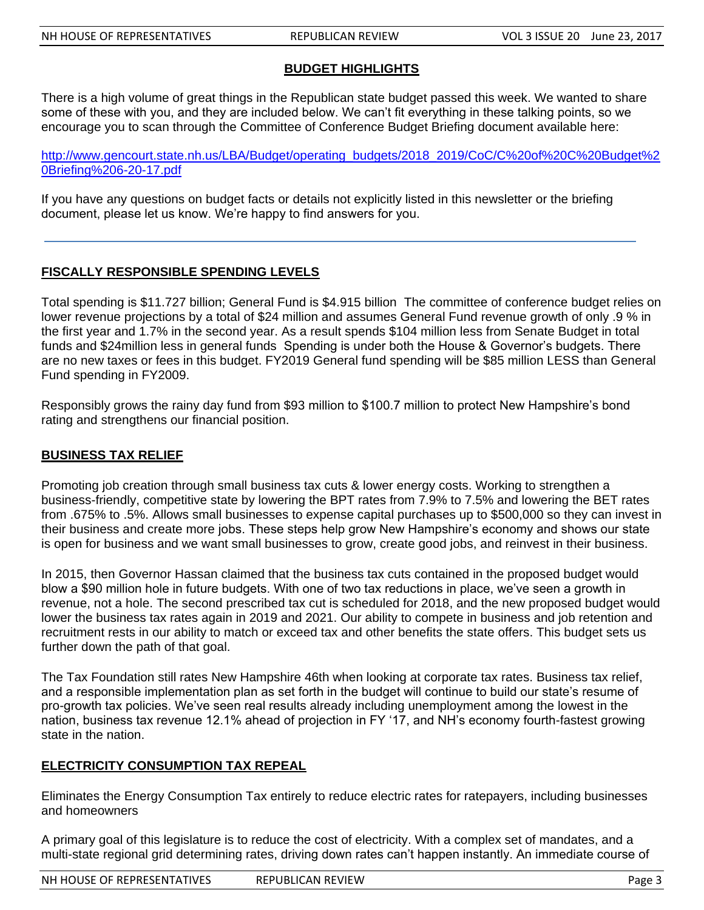## BUDGET HIGHLIGHTS

There is a high volume of great things in the Republican state budget passed this week. We wanted to share some of these with you, and they are included below. We can't fit everything in these talking points, so we encourage you to scan through the Committee of Conference Budget Briefing document available here:

http://www.gencourt.state.nh.us/LBA/Budget/operating_budgets/2018_2019/CoC/C%20of%20C%20Budget%20Briefing%206-20-17.pdf

If you have any questions on budget facts or details not explicitly listed in this newsletter or the briefing document, please let us know. We're happy to find answers for you.

---

### FISCALLY RESPONSIBLE SPENDING LEVELS

Total spending is $11.727 billion; General Fund is $4.915 billion The committee of conference budget relies on lower revenue projections by a total of $24 million and assumes General Fund revenue growth of only .9 % in the first year and 1.7% in the second year. As a result spends $104 million less from Senate Budget in total funds and $24million less in general funds Spending is under both the House & Governor's budgets. There are no new taxes or fees in this budget. FY2019 General fund spending will be $85 million LESS than General Fund spending in FY2009.

Responsibly grows the rainy day fund from $93 million to $100.7 million to protect New Hampshire's bond rating and strengthens our financial position.

### BUSINESS TAX RELIEF

Promoting job creation through small business tax cuts & lower energy costs. Working to strengthen a business-friendly, competitive state by lowering the BPT rates from 7.9% to 7.5% and lowering the BET rates from .675% to .5%. Allows small businesses to expense capital purchases up to $500,000 so they can invest in their business and create more jobs. These steps help grow New Hampshire's economy and shows our state is open for business and we want small businesses to grow, create good jobs, and reinvest in their business.

In 2015, then Governor Hassan claimed that the business tax cuts contained in the proposed budget would blow a $90 million hole in future budgets. With one of two tax reductions in place, we've seen a growth in revenue, not a hole. The second prescribed tax cut is scheduled for 2018, and the new proposed budget would lower the business tax rates again in 2019 and 2021. Our ability to compete in business and job retention and recruitment rests in our ability to match or exceed tax and other benefits the state offers. This budget sets us further down the path of that goal.

The Tax Foundation still rates New Hampshire 46th when looking at corporate tax rates. Business tax relief, and a responsible implementation plan as set forth in the budget will continue to build our state's resume of pro-growth tax policies. We've seen real results already including unemployment among the lowest in the nation, business tax revenue 12.1% ahead of projection in FY '17, and NH's economy fourth-fastest growing state in the nation.

### ELECTRICITY CONSUMPTION TAX REPEAL

Eliminates the Energy Consumption Tax entirely to reduce electric rates for ratepayers, including businesses and homeowners

A primary goal of this legislature is to reduce the cost of electricity. With a complex set of mandates, and a multi-state regional grid determining rates, driving down rates can't happen instantly. An immediate course of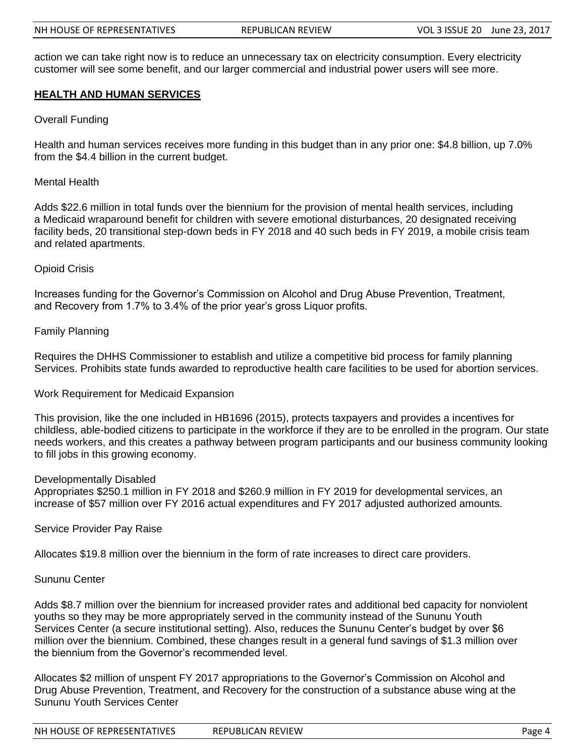action we can take right now is to reduce an unnecessary tax on electricity consumption. Every electricity customer will see some benefit, and our larger commercial and industrial power users will see more.

## HEALTH AND HUMAN SERVICES

Overall Funding

Health and human services receives more funding in this budget than in any prior one: $4.8 billion, up 7.0% from the $4.4 billion in the current budget.

Mental Health

Adds $22.6 million in total funds over the biennium for the provision of mental health services, including a Medicaid wraparound benefit for children with severe emotional disturbances, 20 designated receiving facility beds, 20 transitional step-down beds in FY 2018 and 40 such beds in FY 2019, a mobile crisis team and related apartments.

Opioid Crisis

Increases funding for the Governor's Commission on Alcohol and Drug Abuse Prevention, Treatment, and Recovery from 1.7% to 3.4% of the prior year's gross Liquor profits.

Family Planning

Requires the DHHS Commissioner to establish and utilize a competitive bid process for family planning Services. Prohibits state funds awarded to reproductive health care facilities to be used for abortion services.

Work Requirement for Medicaid Expansion

This provision, like the one included in HB1696 (2015), protects taxpayers and provides a incentives for childless, able-bodied citizens to participate in the workforce if they are to be enrolled in the program. Our state needs workers, and this creates a pathway between program participants and our business community looking to fill jobs in this growing economy.

Developmentally Disabled

Appropriates $250.1 million in FY 2018 and $260.9 million in FY 2019 for developmental services, an increase of $57 million over FY 2016 actual expenditures and FY 2017 adjusted authorized amounts.

Service Provider Pay Raise

Allocates $19.8 million over the biennium in the form of rate increases to direct care providers.

Sununu Center

Adds $8.7 million over the biennium for increased provider rates and additional bed capacity for nonviolent youths so they may be more appropriately served in the community instead of the Sununu Youth Services Center (a secure institutional setting). Also, reduces the Sununu Center's budget by over $6 million over the biennium. Combined, these changes result in a general fund savings of $1.3 million over the biennium from the Governor's recommended level.

Allocates $2 million of unspent FY 2017 appropriations to the Governor's Commission on Alcohol and Drug Abuse Prevention, Treatment, and Recovery for the construction of a substance abuse wing at the Sununu Youth Services Center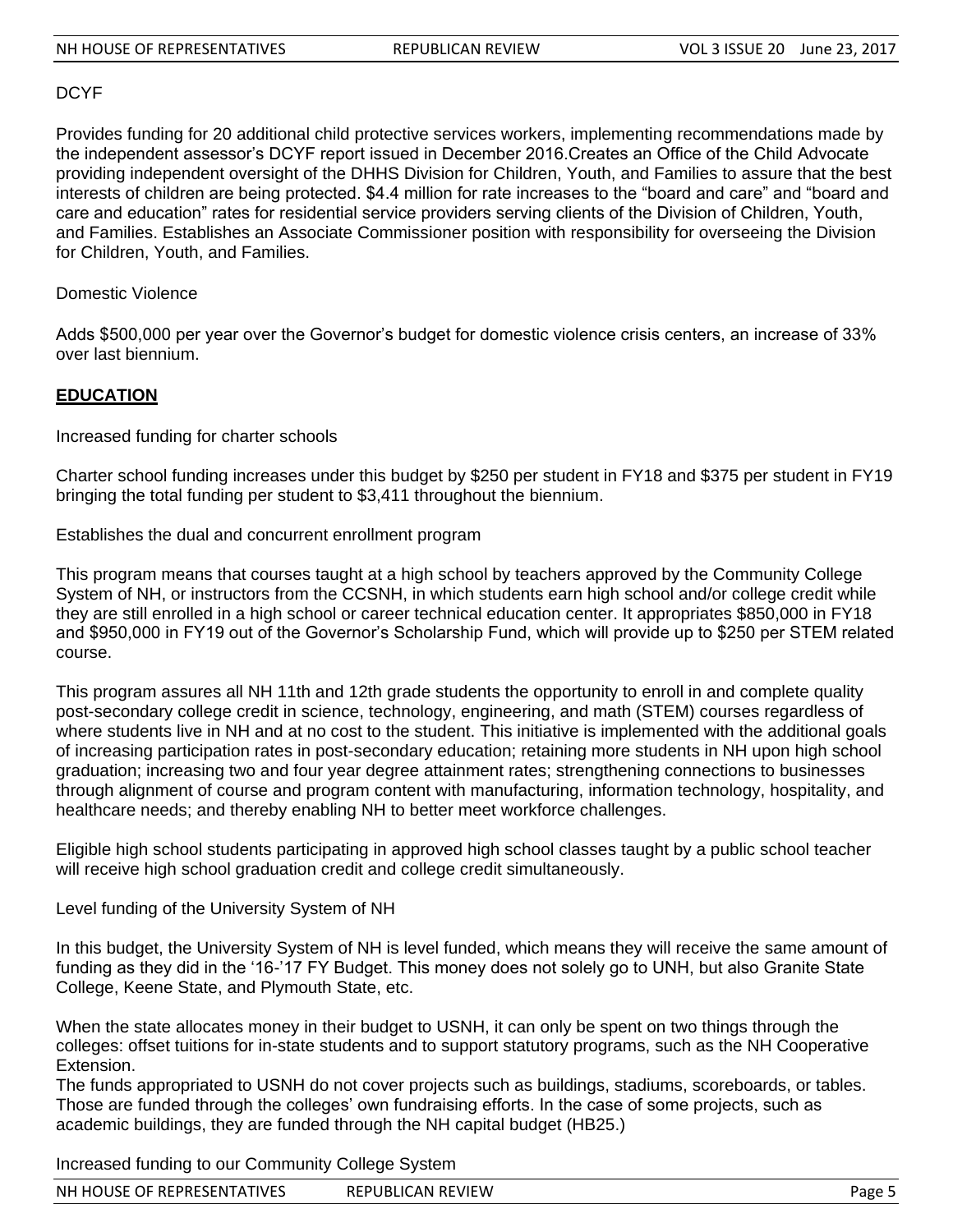DCYF

Provides funding for 20 additional child protective services workers, implementing recommendations made by the independent assessor's DCYF report issued in December 2016.Creates an Office of the Child Advocate providing independent oversight of the DHHS Division for Children, Youth, and Families to assure that the best interests of children are being protected. $4.4 million for rate increases to the "board and care" and "board and care and education" rates for residential service providers serving clients of the Division of Children, Youth, and Families. Establishes an Associate Commissioner position with responsibility for overseeing the Division for Children, Youth, and Families.

Domestic Violence

Adds $500,000 per year over the Governor's budget for domestic violence crisis centers, an increase of 33% over last biennium.

**EDUCATION**

Increased funding for charter schools

Charter school funding increases under this budget by $250 per student in FY18 and $375 per student in FY19 bringing the total funding per student to $3,411 throughout the biennium.

Establishes the dual and concurrent enrollment program

This program means that courses taught at a high school by teachers approved by the Community College System of NH, or instructors from the CCSNH, in which students earn high school and/or college credit while they are still enrolled in a high school or career technical education center. It appropriates $850,000 in FY18 and $950,000 in FY19 out of the Governor's Scholarship Fund, which will provide up to $250 per STEM related course.

This program assures all NH 11th and 12th grade students the opportunity to enroll in and complete quality post-secondary college credit in science, technology, engineering, and math (STEM) courses regardless of where students live in NH and at no cost to the student. This initiative is implemented with the additional goals of increasing participation rates in post-secondary education; retaining more students in NH upon high school graduation; increasing two and four year degree attainment rates; strengthening connections to businesses through alignment of course and program content with manufacturing, information technology, hospitality, and healthcare needs; and thereby enabling NH to better meet workforce challenges.

Eligible high school students participating in approved high school classes taught by a public school teacher will receive high school graduation credit and college credit simultaneously.

Level funding of the University System of NH

In this budget, the University System of NH is level funded, which means they will receive the same amount of funding as they did in the '16-'17 FY Budget. This money does not solely go to UNH, but also Granite State College, Keene State, and Plymouth State, etc.

When the state allocates money in their budget to USNH, it can only be spent on two things through the colleges: offset tuitions for in-state students and to support statutory programs, such as the NH Cooperative Extension.
The funds appropriated to USNH do not cover projects such as buildings, stadiums, scoreboards, or tables. Those are funded through the colleges' own fundraising efforts. In the case of some projects, such as academic buildings, they are funded through the NH capital budget (HB25.)

Increased funding to our Community College System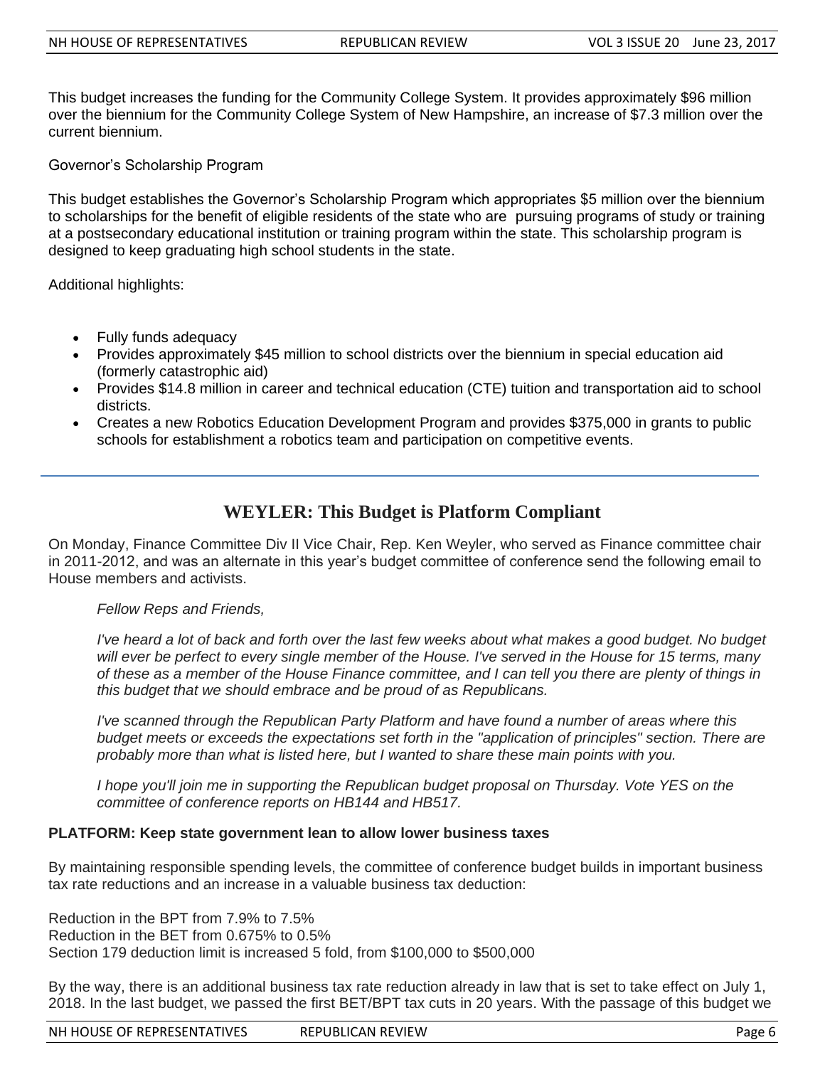This budget increases the funding for the Community College System. It provides approximately $96 million over the biennium for the Community College System of New Hampshire, an increase of $7.3 million over the current biennium.

Governor's Scholarship Program

This budget establishes the Governor's Scholarship Program which appropriates $5 million over the biennium to scholarships for the benefit of eligible residents of the state who are pursuing programs of study or training at a postsecondary educational institution or training program within the state. This scholarship program is designed to keep graduating high school students in the state.

Additional highlights:

- Fully funds adequacy
- Provides approximately $45 million to school districts over the biennium in special education aid (formerly catastrophic aid)
- Provides $14.8 million in career and technical education (CTE) tuition and transportation aid to school districts.
- Creates a new Robotics Education Development Program and provides $375,000 in grants to public schools for establishment a robotics team and participation on competitive events.

---

## WEYLER: This Budget is Platform Compliant

On Monday, Finance Committee Div II Vice Chair, Rep. Ken Weyler, who served as Finance committee chair in 2011-2012, and was an alternate in this year's budget committee of conference send the following email to House members and activists.

> *Fellow Reps and Friends,*
>
> *I've heard a lot of back and forth over the last few weeks about what makes a good budget. No budget will ever be perfect to every single member of the House. I've served in the House for 15 terms, many of these as a member of the House Finance committee, and I can tell you there are plenty of things in this budget that we should embrace and be proud of as Republicans.*
>
> *I've scanned through the Republican Party Platform and have found a number of areas where this budget meets or exceeds the expectations set forth in the "application of principles" section. There are probably more than what is listed here, but I wanted to share these main points with you.*
>
> *I hope you'll join me in supporting the Republican budget proposal on Thursday. Vote YES on the committee of conference reports on HB144 and HB517.*

**PLATFORM: Keep state government lean to allow lower business taxes**

By maintaining responsible spending levels, the committee of conference budget builds in important business tax rate reductions and an increase in a valuable business tax deduction:

Reduction in the BPT from 7.9% to 7.5%
Reduction in the BET from 0.675% to 0.5%
Section 179 deduction limit is increased 5 fold, from $100,000 to $500,000

By the way, there is an additional business tax rate reduction already in law that is set to take effect on July 1, 2018. In the last budget, we passed the first BET/BPT tax cuts in 20 years. With the passage of this budget we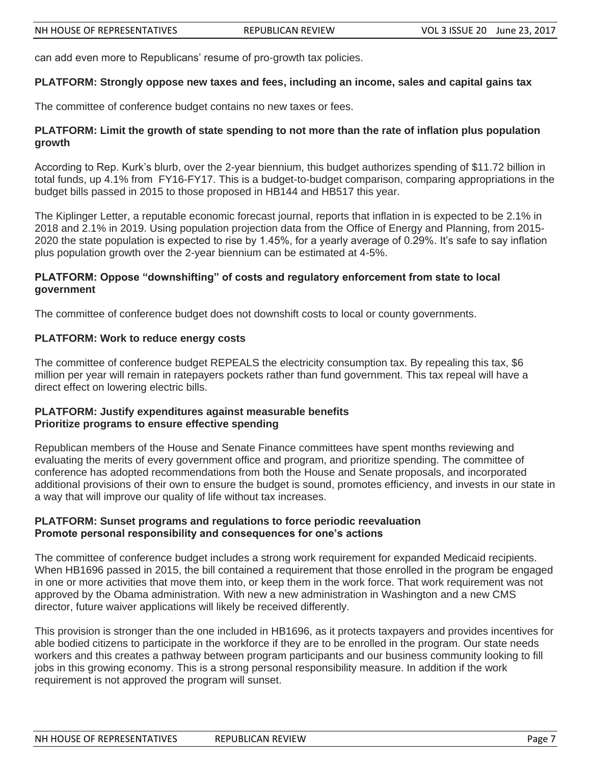can add even more to Republicans' resume of pro-growth tax policies.

**PLATFORM: Strongly oppose new taxes and fees, including an income, sales and capital gains tax**

The committee of conference budget contains no new taxes or fees.

**PLATFORM: Limit the growth of state spending to not more than the rate of inflation plus population growth**

According to Rep. Kurk's blurb, over the 2-year biennium, this budget authorizes spending of $11.72 billion in total funds, up 4.1% from FY16-FY17. This is a budget-to-budget comparison, comparing appropriations in the budget bills passed in 2015 to those proposed in HB144 and HB517 this year.

The Kiplinger Letter, a reputable economic forecast journal, reports that inflation in is expected to be 2.1% in 2018 and 2.1% in 2019. Using population projection data from the Office of Energy and Planning, from 2015-2020 the state population is expected to rise by 1.45%, for a yearly average of 0.29%. It's safe to say inflation plus population growth over the 2-year biennium can be estimated at 4-5%.

**PLATFORM: Oppose "downshifting" of costs and regulatory enforcement from state to local government**

The committee of conference budget does not downshift costs to local or county governments.

**PLATFORM: Work to reduce energy costs**

The committee of conference budget REPEALS the electricity consumption tax. By repealing this tax, $6 million per year will remain in ratepayers pockets rather than fund government. This tax repeal will have a direct effect on lowering electric bills.

**PLATFORM: Justify expenditures against measurable benefits**
**Prioritize programs to ensure effective spending**

Republican members of the House and Senate Finance committees have spent months reviewing and evaluating the merits of every government office and program, and prioritize spending. The committee of conference has adopted recommendations from both the House and Senate proposals, and incorporated additional provisions of their own to ensure the budget is sound, promotes efficiency, and invests in our state in a way that will improve our quality of life without tax increases.

**PLATFORM: Sunset programs and regulations to force periodic reevaluation**
**Promote personal responsibility and consequences for one's actions**

The committee of conference budget includes a strong work requirement for expanded Medicaid recipients. When HB1696 passed in 2015, the bill contained a requirement that those enrolled in the program be engaged in one or more activities that move them into, or keep them in the work force. That work requirement was not approved by the Obama administration. With new a new administration in Washington and a new CMS director, future waiver applications will likely be received differently.

This provision is stronger than the one included in HB1696, as it protects taxpayers and provides incentives for able bodied citizens to participate in the workforce if they are to be enrolled in the program. Our state needs workers and this creates a pathway between program participants and our business community looking to fill jobs in this growing economy. This is a strong personal responsibility measure. In addition if the work requirement is not approved the program will sunset.